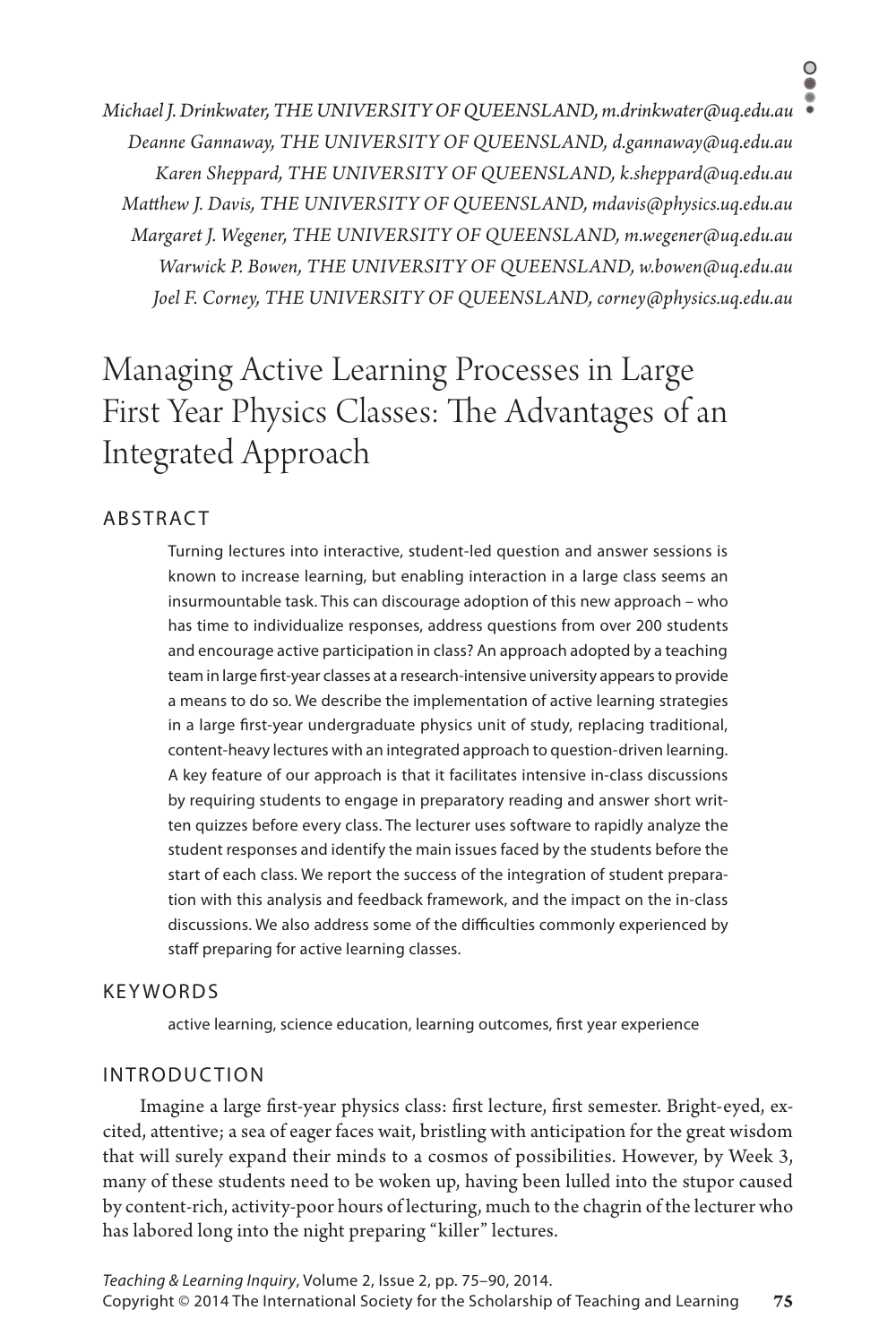*Michael J. Drinkwater, THE UNIVERSITY OF QUEENSLAND, m.drinkwater@uq.edu.au*
*Deanne Gannaway, THE UNIVERSITY OF QUEENSLAND, d.gannaway@uq.edu.au*
*Karen Sheppard, THE UNIVERSITY OF QUEENSLAND, k.sheppard@uq.edu.au*
*Matthew J. Davis, THE UNIVERSITY OF QUEENSLAND, mdavis@physics.uq.edu.au*
*Margaret J. Wegener, THE UNIVERSITY OF QUEENSLAND, m.wegener@uq.edu.au*
*Warwick P. Bowen, THE UNIVERSITY OF QUEENSLAND, w.bowen@uq.edu.au*
*Joel F. Corney, THE UNIVERSITY OF QUEENSLAND, corney@physics.uq.edu.au*

# Managing Active Learning Processes in Large First Year Physics Classes: The Advantages of an Integrated Approach

## ABSTRACT

Turning lectures into interactive, student-led question and answer sessions is known to increase learning, but enabling interaction in a large class seems an insurmountable task. This can discourage adoption of this new approach – who has time to individualize responses, address questions from over 200 students and encourage active participation in class? An approach adopted by a teaching team in large first-year classes at a research-intensive university appears to provide a means to do so. We describe the implementation of active learning strategies in a large first-year undergraduate physics unit of study, replacing traditional, content-heavy lectures with an integrated approach to question-driven learning. A key feature of our approach is that it facilitates intensive in-class discussions by requiring students to engage in preparatory reading and answer short written quizzes before every class. The lecturer uses software to rapidly analyze the student responses and identify the main issues faced by the students before the start of each class. We report the success of the integration of student preparation with this analysis and feedback framework, and the impact on the in-class discussions. We also address some of the difficulties commonly experienced by staff preparing for active learning classes.

## KEYWORDS

active learning, science education, learning outcomes, first year experience

## INTRODUCTION

Imagine a large first-year physics class: first lecture, first semester. Bright-eyed, excited, attentive; a sea of eager faces wait, bristling with anticipation for the great wisdom that will surely expand their minds to a cosmos of possibilities. However, by Week 3, many of these students need to be woken up, having been lulled into the stupor caused by content-rich, activity-poor hours of lecturing, much to the chagrin of the lecturer who has labored long into the night preparing "killer" lectures.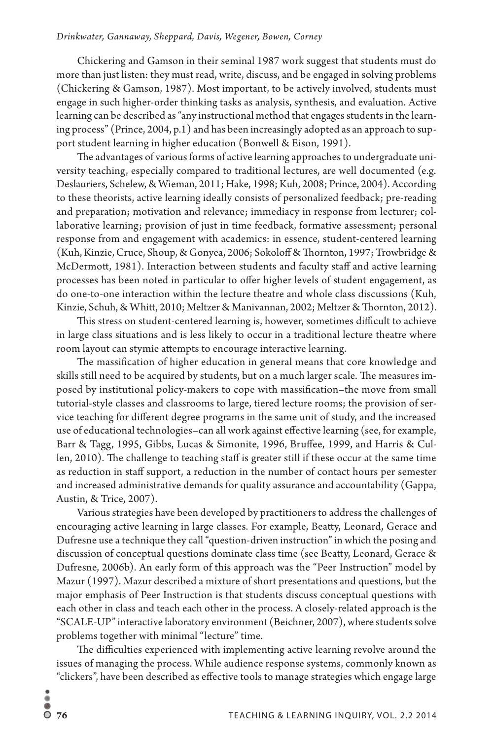Chickering and Gamson in their seminal 1987 work suggest that students must do more than just listen: they must read, write, discuss, and be engaged in solving problems (Chickering & Gamson, 1987). Most important, to be actively involved, students must engage in such higher-order thinking tasks as analysis, synthesis, and evaluation. Active learning can be described as "any instructional method that engages students in the learning process" (Prince, 2004, p.1) and has been increasingly adopted as an approach to support student learning in higher education (Bonwell & Eison, 1991).

The advantages of various forms of active learning approaches to undergraduate university teaching, especially compared to traditional lectures, are well documented (e.g. Deslauriers, Schelew, & Wieman, 2011; Hake, 1998; Kuh, 2008; Prince, 2004). According to these theorists, active learning ideally consists of personalized feedback; pre-reading and preparation; motivation and relevance; immediacy in response from lecturer; collaborative learning; provision of just in time feedback, formative assessment; personal response from and engagement with academics: in essence, student-centered learning (Kuh, Kinzie, Cruce, Shoup, & Gonyea, 2006; Sokoloff & Thornton, 1997; Trowbridge & McDermott, 1981). Interaction between students and faculty staff and active learning processes has been noted in particular to offer higher levels of student engagement, as do one-to-one interaction within the lecture theatre and whole class discussions (Kuh, Kinzie, Schuh, & Whitt, 2010; Meltzer & Manivannan, 2002; Meltzer & Thornton, 2012).

This stress on student-centered learning is, however, sometimes difficult to achieve in large class situations and is less likely to occur in a traditional lecture theatre where room layout can stymie attempts to encourage interactive learning.

The massification of higher education in general means that core knowledge and skills still need to be acquired by students, but on a much larger scale. The measures imposed by institutional policy-makers to cope with massification–the move from small tutorial-style classes and classrooms to large, tiered lecture rooms; the provision of service teaching for different degree programs in the same unit of study, and the increased use of educational technologies–can all work against effective learning (see, for example, Barr & Tagg, 1995, Gibbs, Lucas & Simonite, 1996, Bruffee, 1999, and Harris & Cullen, 2010). The challenge to teaching staff is greater still if these occur at the same time as reduction in staff support, a reduction in the number of contact hours per semester and increased administrative demands for quality assurance and accountability (Gappa, Austin, & Trice, 2007).

Various strategies have been developed by practitioners to address the challenges of encouraging active learning in large classes. For example, Beatty, Leonard, Gerace and Dufresne use a technique they call "question-driven instruction" in which the posing and discussion of conceptual questions dominate class time (see Beatty, Leonard, Gerace & Dufresne, 2006b). An early form of this approach was the "Peer Instruction" model by Mazur (1997). Mazur described a mixture of short presentations and questions, but the major emphasis of Peer Instruction is that students discuss conceptual questions with each other in class and teach each other in the process. A closely-related approach is the "SCALE-UP" interactive laboratory environment (Beichner, 2007), where students solve problems together with minimal "lecture" time.

The difficulties experienced with implementing active learning revolve around the issues of managing the process. While audience response systems, commonly known as "clickers", have been described as effective tools to manage strategies which engage large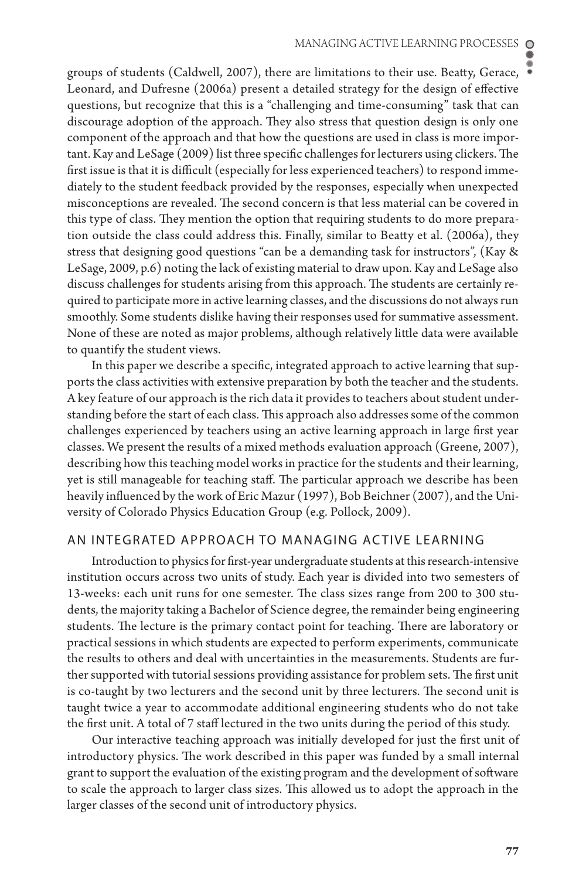groups of students (Caldwell, 2007), there are limitations to their use. Beatty, Gerace, Leonard, and Dufresne (2006a) present a detailed strategy for the design of effective questions, but recognize that this is a "challenging and time-consuming" task that can discourage adoption of the approach. They also stress that question design is only one component of the approach and that how the questions are used in class is more important. Kay and LeSage (2009) list three specific challenges for lecturers using clickers. The first issue is that it is difficult (especially for less experienced teachers) to respond immediately to the student feedback provided by the responses, especially when unexpected misconceptions are revealed. The second concern is that less material can be covered in this type of class. They mention the option that requiring students to do more preparation outside the class could address this. Finally, similar to Beatty et al. (2006a), they stress that designing good questions "can be a demanding task for instructors", (Kay & LeSage, 2009, p.6) noting the lack of existing material to draw upon. Kay and LeSage also discuss challenges for students arising from this approach. The students are certainly required to participate more in active learning classes, and the discussions do not always run smoothly. Some students dislike having their responses used for summative assessment. None of these are noted as major problems, although relatively little data were available to quantify the student views.

In this paper we describe a specific, integrated approach to active learning that supports the class activities with extensive preparation by both the teacher and the students. A key feature of our approach is the rich data it provides to teachers about student understanding before the start of each class. This approach also addresses some of the common challenges experienced by teachers using an active learning approach in large first year classes. We present the results of a mixed methods evaluation approach (Greene, 2007), describing how this teaching model works in practice for the students and their learning, yet is still manageable for teaching staff. The particular approach we describe has been heavily influenced by the work of Eric Mazur (1997), Bob Beichner (2007), and the University of Colorado Physics Education Group (e.g. Pollock, 2009).

## AN INTEGRATED APPROACH TO MANAGING ACTIVE LEARNING

Introduction to physics for first-year undergraduate students at this research-intensive institution occurs across two units of study. Each year is divided into two semesters of 13-weeks: each unit runs for one semester. The class sizes range from 200 to 300 students, the majority taking a Bachelor of Science degree, the remainder being engineering students. The lecture is the primary contact point for teaching. There are laboratory or practical sessions in which students are expected to perform experiments, communicate the results to others and deal with uncertainties in the measurements. Students are further supported with tutorial sessions providing assistance for problem sets. The first unit is co-taught by two lecturers and the second unit by three lecturers. The second unit is taught twice a year to accommodate additional engineering students who do not take the first unit. A total of 7 staff lectured in the two units during the period of this study.

Our interactive teaching approach was initially developed for just the first unit of introductory physics. The work described in this paper was funded by a small internal grant to support the evaluation of the existing program and the development of software to scale the approach to larger class sizes. This allowed us to adopt the approach in the larger classes of the second unit of introductory physics.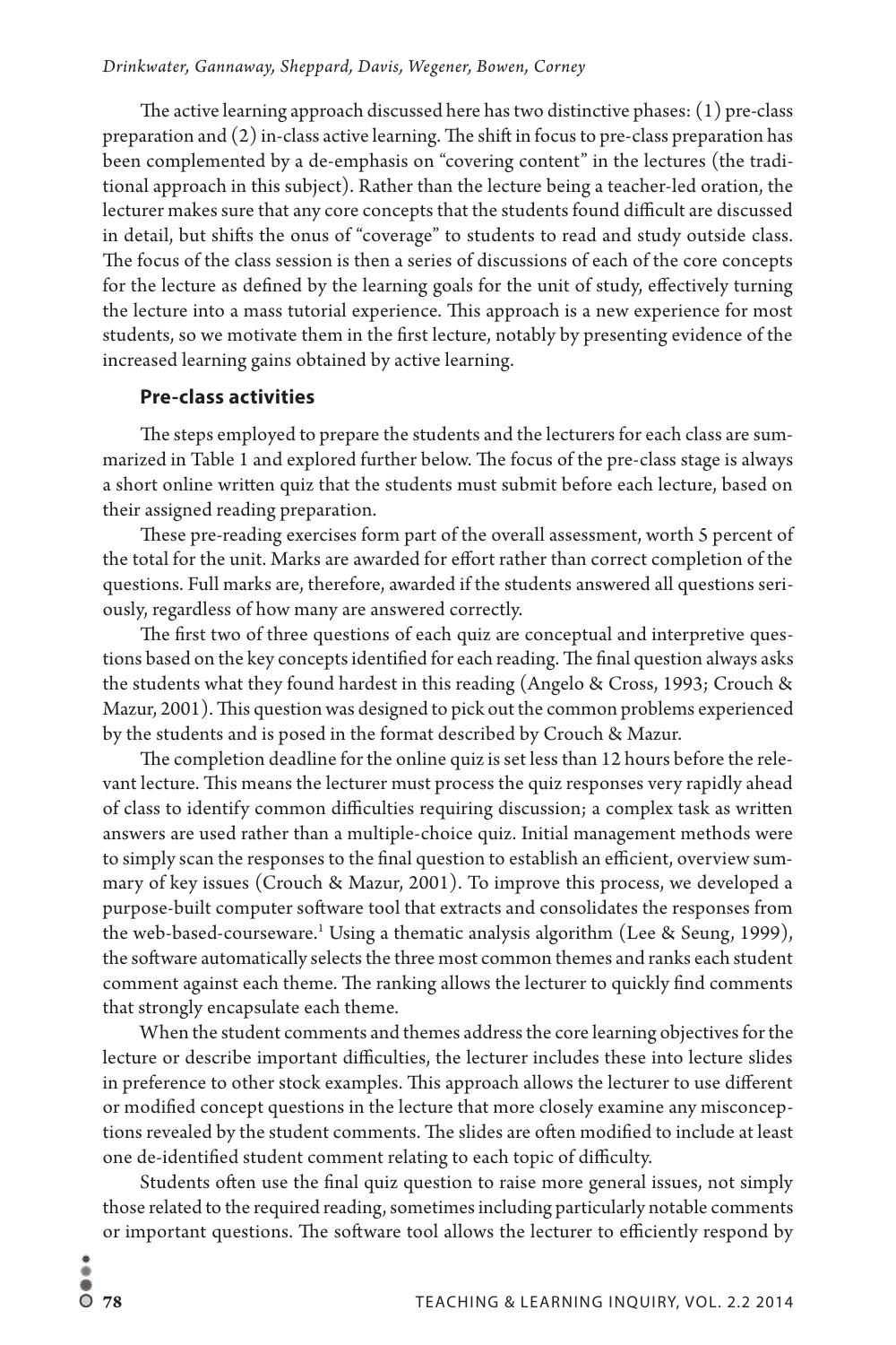The active learning approach discussed here has two distinctive phases: (1) pre-class preparation and (2) in-class active learning. The shift in focus to pre-class preparation has been complemented by a de-emphasis on "covering content" in the lectures (the traditional approach in this subject). Rather than the lecture being a teacher-led oration, the lecturer makes sure that any core concepts that the students found difficult are discussed in detail, but shifts the onus of "coverage" to students to read and study outside class. The focus of the class session is then a series of discussions of each of the core concepts for the lecture as defined by the learning goals for the unit of study, effectively turning the lecture into a mass tutorial experience. This approach is a new experience for most students, so we motivate them in the first lecture, notably by presenting evidence of the increased learning gains obtained by active learning.

### Pre-class activities

The steps employed to prepare the students and the lecturers for each class are summarized in Table 1 and explored further below. The focus of the pre-class stage is always a short online written quiz that the students must submit before each lecture, based on their assigned reading preparation.

These pre-reading exercises form part of the overall assessment, worth 5 percent of the total for the unit. Marks are awarded for effort rather than correct completion of the questions. Full marks are, therefore, awarded if the students answered all questions seriously, regardless of how many are answered correctly.

The first two of three questions of each quiz are conceptual and interpretive questions based on the key concepts identified for each reading. The final question always asks the students what they found hardest in this reading (Angelo & Cross, 1993; Crouch & Mazur, 2001). This question was designed to pick out the common problems experienced by the students and is posed in the format described by Crouch & Mazur.

The completion deadline for the online quiz is set less than 12 hours before the relevant lecture. This means the lecturer must process the quiz responses very rapidly ahead of class to identify common difficulties requiring discussion; a complex task as written answers are used rather than a multiple-choice quiz. Initial management methods were to simply scan the responses to the final question to establish an efficient, overview summary of key issues (Crouch & Mazur, 2001). To improve this process, we developed a purpose-built computer software tool that extracts and consolidates the responses from the web-based-courseware.[1] Using a thematic analysis algorithm (Lee & Seung, 1999), the software automatically selects the three most common themes and ranks each student comment against each theme. The ranking allows the lecturer to quickly find comments that strongly encapsulate each theme.

When the student comments and themes address the core learning objectives for the lecture or describe important difficulties, the lecturer includes these into lecture slides in preference to other stock examples. This approach allows the lecturer to use different or modified concept questions in the lecture that more closely examine any misconceptions revealed by the student comments. The slides are often modified to include at least one de-identified student comment relating to each topic of difficulty.

Students often use the final quiz question to raise more general issues, not simply those related to the required reading, sometimes including particularly notable comments or important questions. The software tool allows the lecturer to efficiently respond by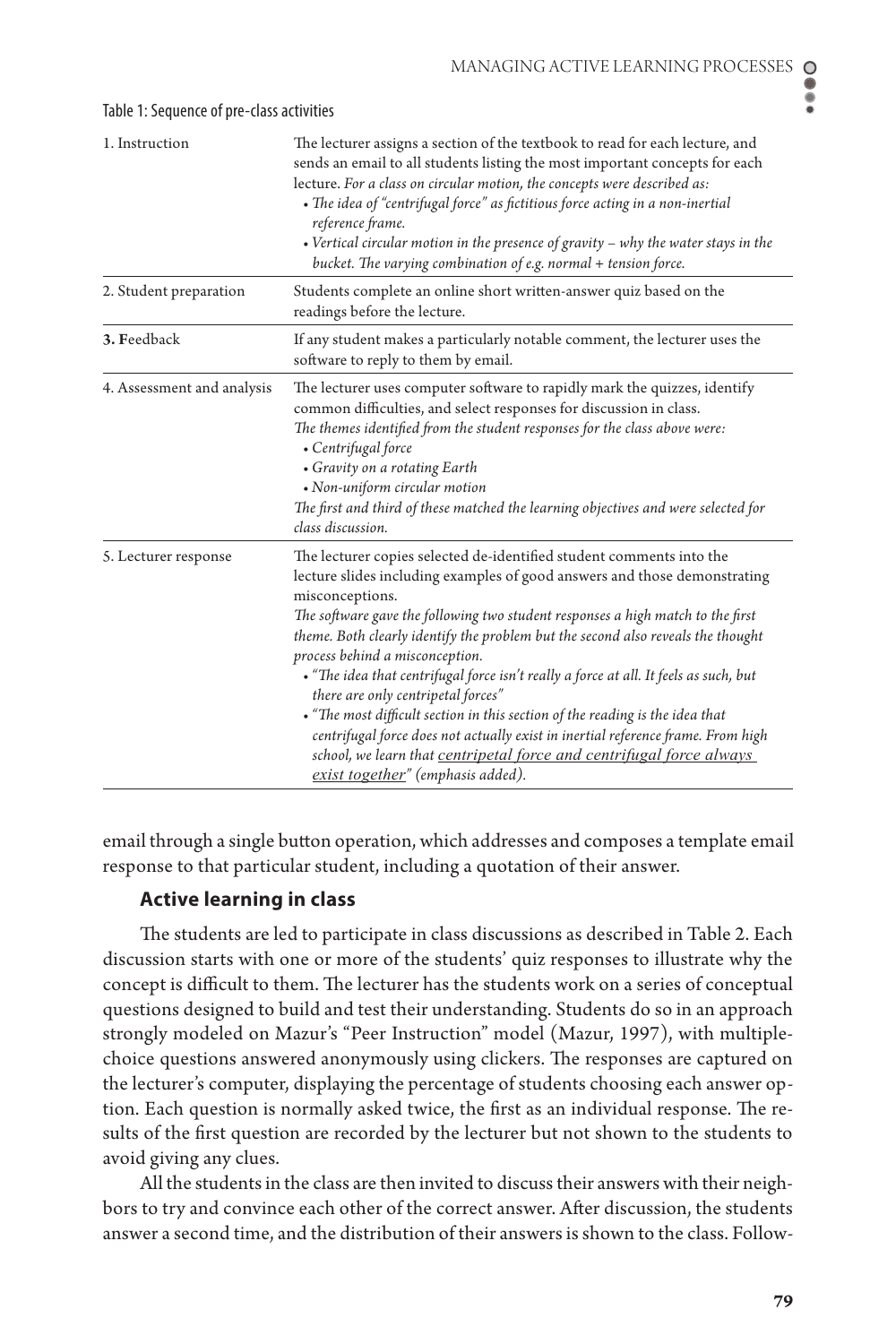Table 1: Sequence of pre-class activities

| | |
|---|---|
| 1. Instruction | The lecturer assigns a section of the textbook to read for each lecture, and sends an email to all students listing the most important concepts for each lecture. *For a class on circular motion, the concepts were described as:* <br> • *The idea of "centrifugal force" as fictitious force acting in a non-inertial reference frame.* <br> • *Vertical circular motion in the presence of gravity – why the water stays in the bucket. The varying combination of e.g. normal + tension force.* |
| 2. Student preparation | Students complete an online short written-answer quiz based on the readings before the lecture. |
| **3. F**eedback | If any student makes a particularly notable comment, the lecturer uses the software to reply to them by email. |
| 4. Assessment and analysis | The lecturer uses computer software to rapidly mark the quizzes, identify common difficulties, and select responses for discussion in class. <br> *The themes identified from the student responses for the class above were:* <br> • *Centrifugal force* <br> • *Gravity on a rotating Earth* <br> • *Non-uniform circular motion* <br> *The first and third of these matched the learning objectives and were selected for class discussion.* |
| 5. Lecturer response | The lecturer copies selected de-identified student comments into the lecture slides including examples of good answers and those demonstrating misconceptions. <br> *The software gave the following two student responses a high match to the first theme. Both clearly identify the problem but the second also reveals the thought process behind a misconception.* <br> • *"The idea that centrifugal force isn't really a force at all. It feels as such, but there are only centripetal forces"* <br> • *"The most difficult section in this section of the reading is the idea that centrifugal force does not actually exist in inertial reference frame. From high school, we learn that <u>centripetal force and centrifugal force always exist together</u>" (emphasis added).* |

email through a single button operation, which addresses and composes a template email response to that particular student, including a quotation of their answer.

### Active learning in class

The students are led to participate in class discussions as described in Table 2. Each discussion starts with one or more of the students' quiz responses to illustrate why the concept is difficult to them. The lecturer has the students work on a series of conceptual questions designed to build and test their understanding. Students do so in an approach strongly modeled on Mazur's "Peer Instruction" model (Mazur, 1997), with multiple-choice questions answered anonymously using clickers. The responses are captured on the lecturer's computer, displaying the percentage of students choosing each answer option. Each question is normally asked twice, the first as an individual response. The results of the first question are recorded by the lecturer but not shown to the students to avoid giving any clues.

All the students in the class are then invited to discuss their answers with their neighbors to try and convince each other of the correct answer. After discussion, the students answer a second time, and the distribution of their answers is shown to the class. Follow-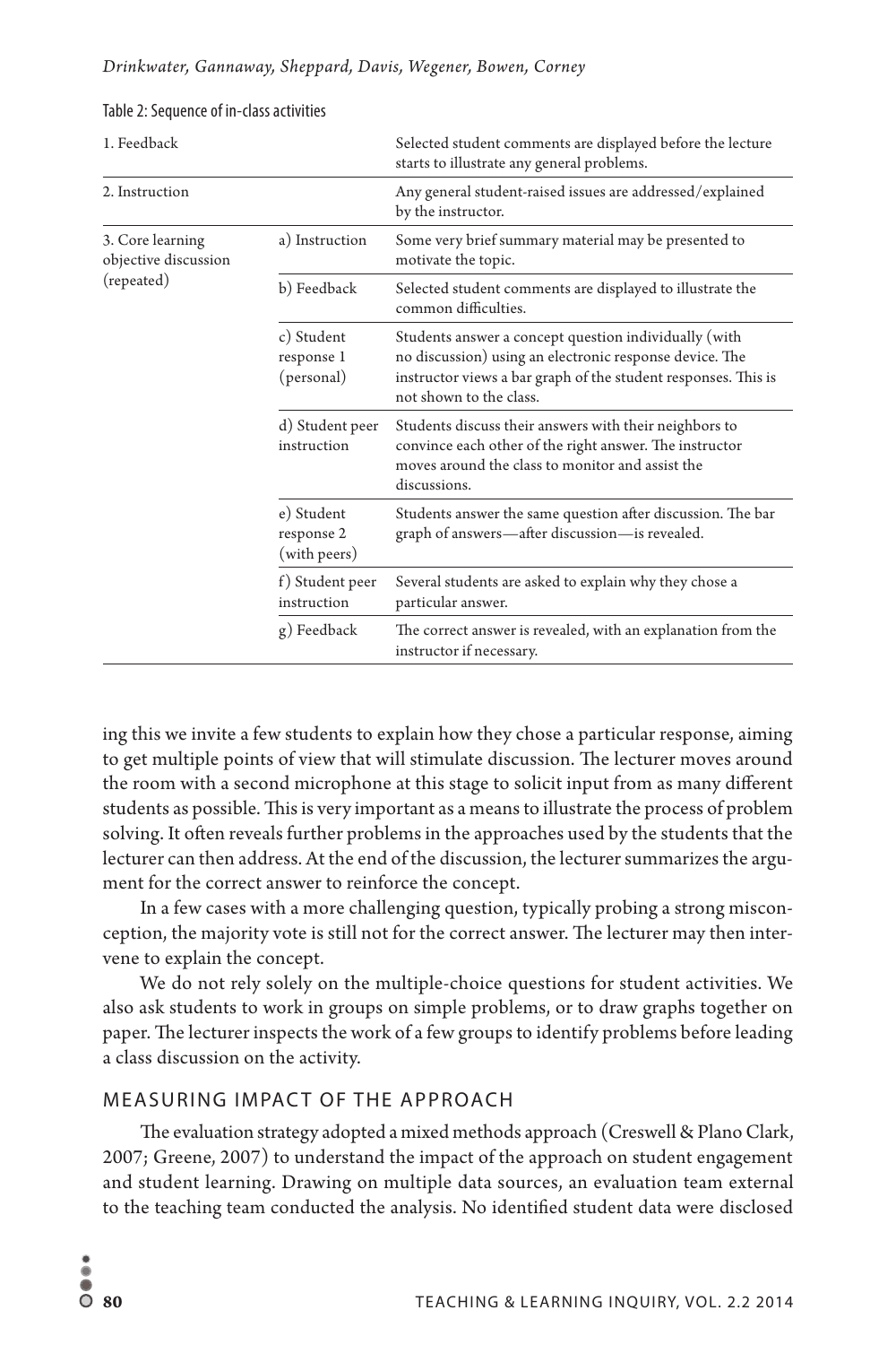Table 2: Sequence of in-class activities

| | | |
|---|---|---|
| 1. Feedback | | Selected student comments are displayed before the lecture starts to illustrate any general problems. |
| 2. Instruction | | Any general student-raised issues are addressed/explained by the instructor. |
| 3. Core learning objective discussion (repeated) | a) Instruction | Some very brief summary material may be presented to motivate the topic. |
| | b) Feedback | Selected student comments are displayed to illustrate the common difficulties. |
| | c) Student response 1 (personal) | Students answer a concept question individually (with no discussion) using an electronic response device. The instructor views a bar graph of the student responses. This is not shown to the class. |
| | d) Student peer instruction | Students discuss their answers with their neighbors to convince each other of the right answer. The instructor moves around the class to monitor and assist the discussions. |
| | e) Student response 2 (with peers) | Students answer the same question after discussion. The bar graph of answers—after discussion—is revealed. |
| | f) Student peer instruction | Several students are asked to explain why they chose a particular answer. |
| | g) Feedback | The correct answer is revealed, with an explanation from the instructor if necessary. |

ing this we invite a few students to explain how they chose a particular response, aiming to get multiple points of view that will stimulate discussion. The lecturer moves around the room with a second microphone at this stage to solicit input from as many different students as possible. This is very important as a means to illustrate the process of problem solving. It often reveals further problems in the approaches used by the students that the lecturer can then address. At the end of the discussion, the lecturer summarizes the argument for the correct answer to reinforce the concept.

In a few cases with a more challenging question, typically probing a strong misconception, the majority vote is still not for the correct answer. The lecturer may then intervene to explain the concept.

We do not rely solely on the multiple-choice questions for student activities. We also ask students to work in groups on simple problems, or to draw graphs together on paper. The lecturer inspects the work of a few groups to identify problems before leading a class discussion on the activity.

## MEASURING IMPACT OF THE APPROACH

The evaluation strategy adopted a mixed methods approach (Creswell & Plano Clark, 2007; Greene, 2007) to understand the impact of the approach on student engagement and student learning. Drawing on multiple data sources, an evaluation team external to the teaching team conducted the analysis. No identified student data were disclosed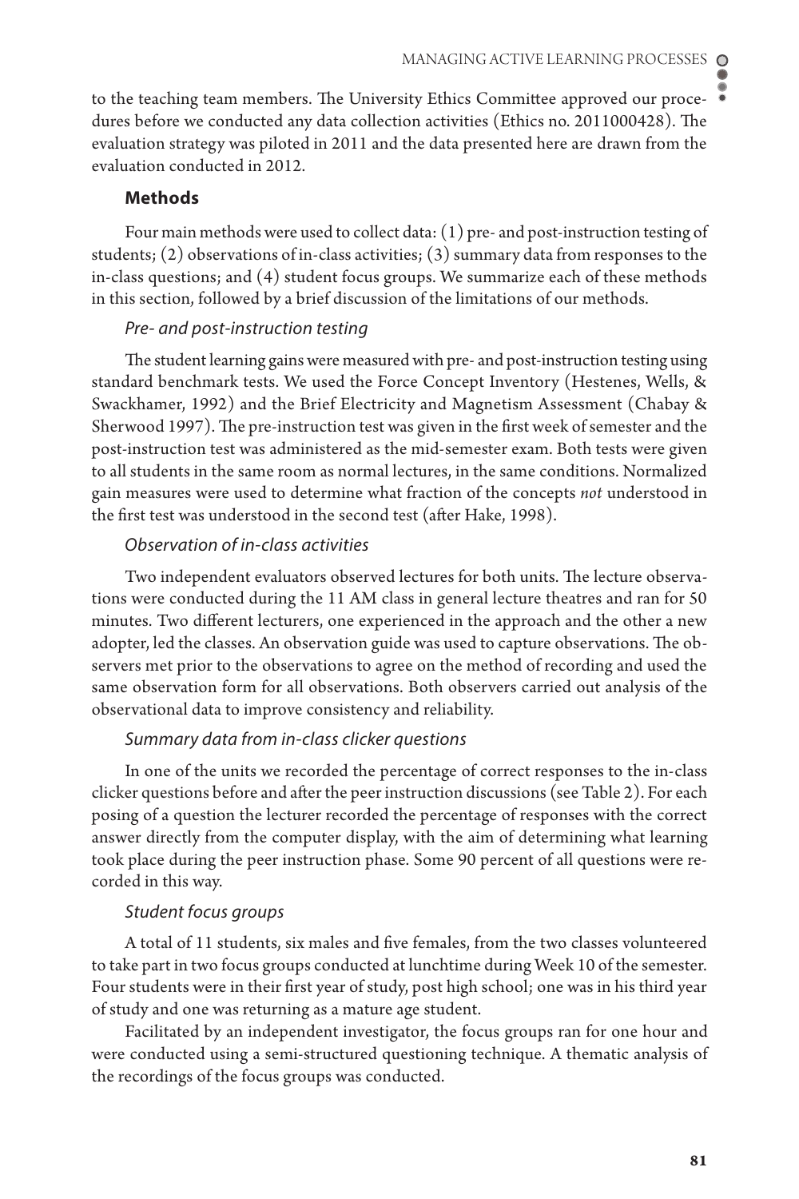to the teaching team members. The University Ethics Committee approved our procedures before we conducted any data collection activities (Ethics no. 2011000428). The evaluation strategy was piloted in 2011 and the data presented here are drawn from the evaluation conducted in 2012.

## Methods

Four main methods were used to collect data: (1) pre- and post-instruction testing of students; (2) observations of in-class activities; (3) summary data from responses to the in-class questions; and (4) student focus groups. We summarize each of these methods in this section, followed by a brief discussion of the limitations of our methods.

### *Pre- and post-instruction testing*

The student learning gains were measured with pre- and post-instruction testing using standard benchmark tests. We used the Force Concept Inventory (Hestenes, Wells, & Swackhamer, 1992) and the Brief Electricity and Magnetism Assessment (Chabay & Sherwood 1997). The pre-instruction test was given in the first week of semester and the post-instruction test was administered as the mid-semester exam. Both tests were given to all students in the same room as normal lectures, in the same conditions. Normalized gain measures were used to determine what fraction of the concepts *not* understood in the first test was understood in the second test (after Hake, 1998).

### *Observation of in-class activities*

Two independent evaluators observed lectures for both units. The lecture observations were conducted during the 11 AM class in general lecture theatres and ran for 50 minutes. Two different lecturers, one experienced in the approach and the other a new adopter, led the classes. An observation guide was used to capture observations. The observers met prior to the observations to agree on the method of recording and used the same observation form for all observations. Both observers carried out analysis of the observational data to improve consistency and reliability.

### *Summary data from in-class clicker questions*

In one of the units we recorded the percentage of correct responses to the in-class clicker questions before and after the peer instruction discussions (see Table 2). For each posing of a question the lecturer recorded the percentage of responses with the correct answer directly from the computer display, with the aim of determining what learning took place during the peer instruction phase. Some 90 percent of all questions were recorded in this way.

### *Student focus groups*

A total of 11 students, six males and five females, from the two classes volunteered to take part in two focus groups conducted at lunchtime during Week 10 of the semester. Four students were in their first year of study, post high school; one was in his third year of study and one was returning as a mature age student.

Facilitated by an independent investigator, the focus groups ran for one hour and were conducted using a semi-structured questioning technique. A thematic analysis of the recordings of the focus groups was conducted.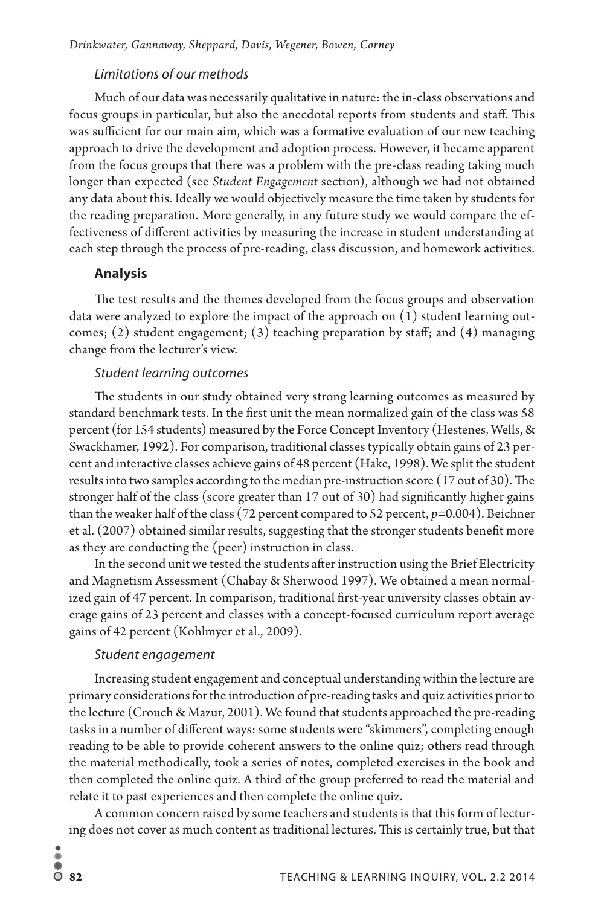### *Limitations of our methods*

Much of our data was necessarily qualitative in nature: the in-class observations and focus groups in particular, but also the anecdotal reports from students and staff. This was sufficient for our main aim, which was a formative evaluation of our new teaching approach to drive the development and adoption process. However, it became apparent from the focus groups that there was a problem with the pre-class reading taking much longer than expected (see *Student Engagement* section), although we had not obtained any data about this. Ideally we would objectively measure the time taken by students for the reading preparation. More generally, in any future study we would compare the effectiveness of different activities by measuring the increase in student understanding at each step through the process of pre-reading, class discussion, and homework activities.

## **Analysis**

The test results and the themes developed from the focus groups and observation data were analyzed to explore the impact of the approach on (1) student learning outcomes; (2) student engagement; (3) teaching preparation by staff; and (4) managing change from the lecturer's view.

### *Student learning outcomes*

The students in our study obtained very strong learning outcomes as measured by standard benchmark tests. In the first unit the mean normalized gain of the class was 58 percent (for 154 students) measured by the Force Concept Inventory (Hestenes, Wells, & Swackhamer, 1992). For comparison, traditional classes typically obtain gains of 23 percent and interactive classes achieve gains of 48 percent (Hake, 1998). We split the student results into two samples according to the median pre-instruction score (17 out of 30). The stronger half of the class (score greater than 17 out of 30) had significantly higher gains than the weaker half of the class (72 percent compared to 52 percent, $p$=0.004). Beichner et al. (2007) obtained similar results, suggesting that the stronger students benefit more as they are conducting the (peer) instruction in class.

In the second unit we tested the students after instruction using the Brief Electricity and Magnetism Assessment (Chabay & Sherwood 1997). We obtained a mean normalized gain of 47 percent. In comparison, traditional first-year university classes obtain average gains of 23 percent and classes with a concept-focused curriculum report average gains of 42 percent (Kohlmyer et al., 2009).

### *Student engagement*

Increasing student engagement and conceptual understanding within the lecture are primary considerations for the introduction of pre-reading tasks and quiz activities prior to the lecture (Crouch & Mazur, 2001). We found that students approached the pre-reading tasks in a number of different ways: some students were "skimmers", completing enough reading to be able to provide coherent answers to the online quiz; others read through the material methodically, took a series of notes, completed exercises in the book and then completed the online quiz. A third of the group preferred to read the material and relate it to past experiences and then complete the online quiz.

A common concern raised by some teachers and students is that this form of lecturing does not cover as much content as traditional lectures. This is certainly true, but that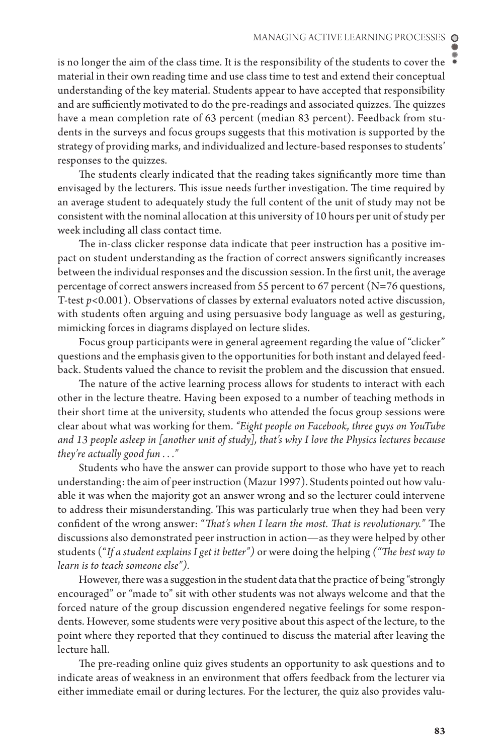is no longer the aim of the class time. It is the responsibility of the students to cover the material in their own reading time and use class time to test and extend their conceptual understanding of the key material. Students appear to have accepted that responsibility and are sufficiently motivated to do the pre-readings and associated quizzes. The quizzes have a mean completion rate of 63 percent (median 83 percent). Feedback from students in the surveys and focus groups suggests that this motivation is supported by the strategy of providing marks, and individualized and lecture-based responses to students' responses to the quizzes.

The students clearly indicated that the reading takes significantly more time than envisaged by the lecturers. This issue needs further investigation. The time required by an average student to adequately study the full content of the unit of study may not be consistent with the nominal allocation at this university of 10 hours per unit of study per week including all class contact time.

The in-class clicker response data indicate that peer instruction has a positive impact on student understanding as the fraction of correct answers significantly increases between the individual responses and the discussion session. In the first unit, the average percentage of correct answers increased from 55 percent to 67 percent (N=76 questions, T-test $p<0.001$). Observations of classes by external evaluators noted active discussion, with students often arguing and using persuasive body language as well as gesturing, mimicking forces in diagrams displayed on lecture slides.

Focus group participants were in general agreement regarding the value of "clicker" questions and the emphasis given to the opportunities for both instant and delayed feedback. Students valued the chance to revisit the problem and the discussion that ensued.

The nature of the active learning process allows for students to interact with each other in the lecture theatre. Having been exposed to a number of teaching methods in their short time at the university, students who attended the focus group sessions were clear about what was working for them. *"Eight people on Facebook, three guys on YouTube and 13 people asleep in [another unit of study], that's why I love the Physics lectures because they're actually good fun . . ."*

Students who have the answer can provide support to those who have yet to reach understanding: the aim of peer instruction (Mazur 1997). Students pointed out how valuable it was when the majority got an answer wrong and so the lecturer could intervene to address their misunderstanding. This was particularly true when they had been very confident of the wrong answer: "*That's when I learn the most. That is revolutionary.*" The discussions also demonstrated peer instruction in action—as they were helped by other students ("*If a student explains I get it better"*) or were doing the helping *("The best way to learn is to teach someone else")*.

However, there was a suggestion in the student data that the practice of being "strongly encouraged" or "made to" sit with other students was not always welcome and that the forced nature of the group discussion engendered negative feelings for some respondents. However, some students were very positive about this aspect of the lecture, to the point where they reported that they continued to discuss the material after leaving the lecture hall.

The pre-reading online quiz gives students an opportunity to ask questions and to indicate areas of weakness in an environment that offers feedback from the lecturer via either immediate email or during lectures. For the lecturer, the quiz also provides valu-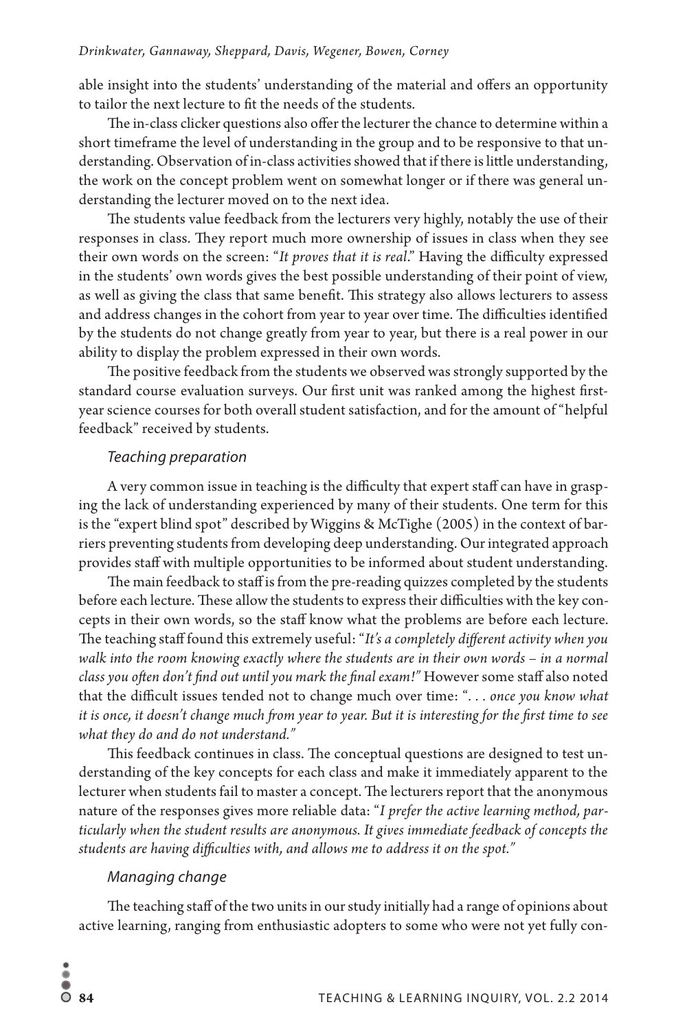able insight into the students' understanding of the material and offers an opportunity to tailor the next lecture to fit the needs of the students.

The in-class clicker questions also offer the lecturer the chance to determine within a short timeframe the level of understanding in the group and to be responsive to that understanding. Observation of in-class activities showed that if there is little understanding, the work on the concept problem went on somewhat longer or if there was general understanding the lecturer moved on to the next idea.

The students value feedback from the lecturers very highly, notably the use of their responses in class. They report much more ownership of issues in class when they see their own words on the screen: "*It proves that it is real*." Having the difficulty expressed in the students' own words gives the best possible understanding of their point of view, as well as giving the class that same benefit. This strategy also allows lecturers to assess and address changes in the cohort from year to year over time. The difficulties identified by the students do not change greatly from year to year, but there is a real power in our ability to display the problem expressed in their own words.

The positive feedback from the students we observed was strongly supported by the standard course evaluation surveys. Our first unit was ranked among the highest first-year science courses for both overall student satisfaction, and for the amount of "helpful feedback" received by students.

### *Teaching preparation*

A very common issue in teaching is the difficulty that expert staff can have in grasping the lack of understanding experienced by many of their students. One term for this is the "expert blind spot" described by Wiggins & McTighe (2005) in the context of barriers preventing students from developing deep understanding. Our integrated approach provides staff with multiple opportunities to be informed about student understanding.

The main feedback to staff is from the pre-reading quizzes completed by the students before each lecture. These allow the students to express their difficulties with the key concepts in their own words, so the staff know what the problems are before each lecture. The teaching staff found this extremely useful: "*It's a completely different activity when you walk into the room knowing exactly where the students are in their own words – in a normal class you often don't find out until you mark the final exam!*" However some staff also noted that the difficult issues tended not to change much over time: "*. . . once you know what it is once, it doesn't change much from year to year. But it is interesting for the first time to see what they do and do not understand.*"

This feedback continues in class. The conceptual questions are designed to test understanding of the key concepts for each class and make it immediately apparent to the lecturer when students fail to master a concept. The lecturers report that the anonymous nature of the responses gives more reliable data: "*I prefer the active learning method, particularly when the student results are anonymous. It gives immediate feedback of concepts the students are having difficulties with, and allows me to address it on the spot.*"

### *Managing change*

The teaching staff of the two units in our study initially had a range of opinions about active learning, ranging from enthusiastic adopters to some who were not yet fully con-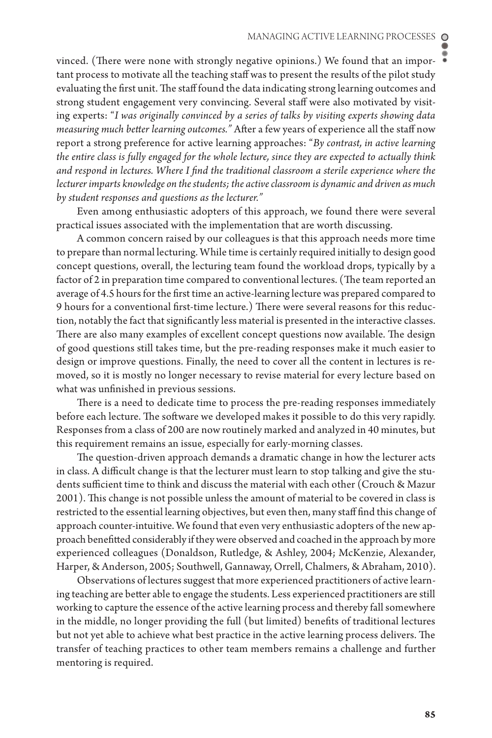vinced. (There were none with strongly negative opinions.) We found that an important process to motivate all the teaching staff was to present the results of the pilot study evaluating the first unit. The staff found the data indicating strong learning outcomes and strong student engagement very convincing. Several staff were also motivated by visiting experts: "*I was originally convinced by a series of talks by visiting experts showing data measuring much better learning outcomes.*" After a few years of experience all the staff now report a strong preference for active learning approaches: "*By contrast, in active learning the entire class is fully engaged for the whole lecture, since they are expected to actually think and respond in lectures. Where I find the traditional classroom a sterile experience where the lecturer imparts knowledge on the students; the active classroom is dynamic and driven as much by student responses and questions as the lecturer.*"

Even among enthusiastic adopters of this approach, we found there were several practical issues associated with the implementation that are worth discussing.

A common concern raised by our colleagues is that this approach needs more time to prepare than normal lecturing. While time is certainly required initially to design good concept questions, overall, the lecturing team found the workload drops, typically by a factor of 2 in preparation time compared to conventional lectures. (The team reported an average of 4.5 hours for the first time an active-learning lecture was prepared compared to 9 hours for a conventional first-time lecture.) There were several reasons for this reduction, notably the fact that significantly less material is presented in the interactive classes. There are also many examples of excellent concept questions now available. The design of good questions still takes time, but the pre-reading responses make it much easier to design or improve questions. Finally, the need to cover all the content in lectures is removed, so it is mostly no longer necessary to revise material for every lecture based on what was unfinished in previous sessions.

There is a need to dedicate time to process the pre-reading responses immediately before each lecture. The software we developed makes it possible to do this very rapidly. Responses from a class of 200 are now routinely marked and analyzed in 40 minutes, but this requirement remains an issue, especially for early-morning classes.

The question-driven approach demands a dramatic change in how the lecturer acts in class. A difficult change is that the lecturer must learn to stop talking and give the students sufficient time to think and discuss the material with each other (Crouch & Mazur 2001). This change is not possible unless the amount of material to be covered in class is restricted to the essential learning objectives, but even then, many staff find this change of approach counter-intuitive. We found that even very enthusiastic adopters of the new approach benefitted considerably if they were observed and coached in the approach by more experienced colleagues (Donaldson, Rutledge, & Ashley, 2004; McKenzie, Alexander, Harper, & Anderson, 2005; Southwell, Gannaway, Orrell, Chalmers, & Abraham, 2010).

Observations of lectures suggest that more experienced practitioners of active learning teaching are better able to engage the students. Less experienced practitioners are still working to capture the essence of the active learning process and thereby fall somewhere in the middle, no longer providing the full (but limited) benefits of traditional lectures but not yet able to achieve what best practice in the active learning process delivers. The transfer of teaching practices to other team members remains a challenge and further mentoring is required.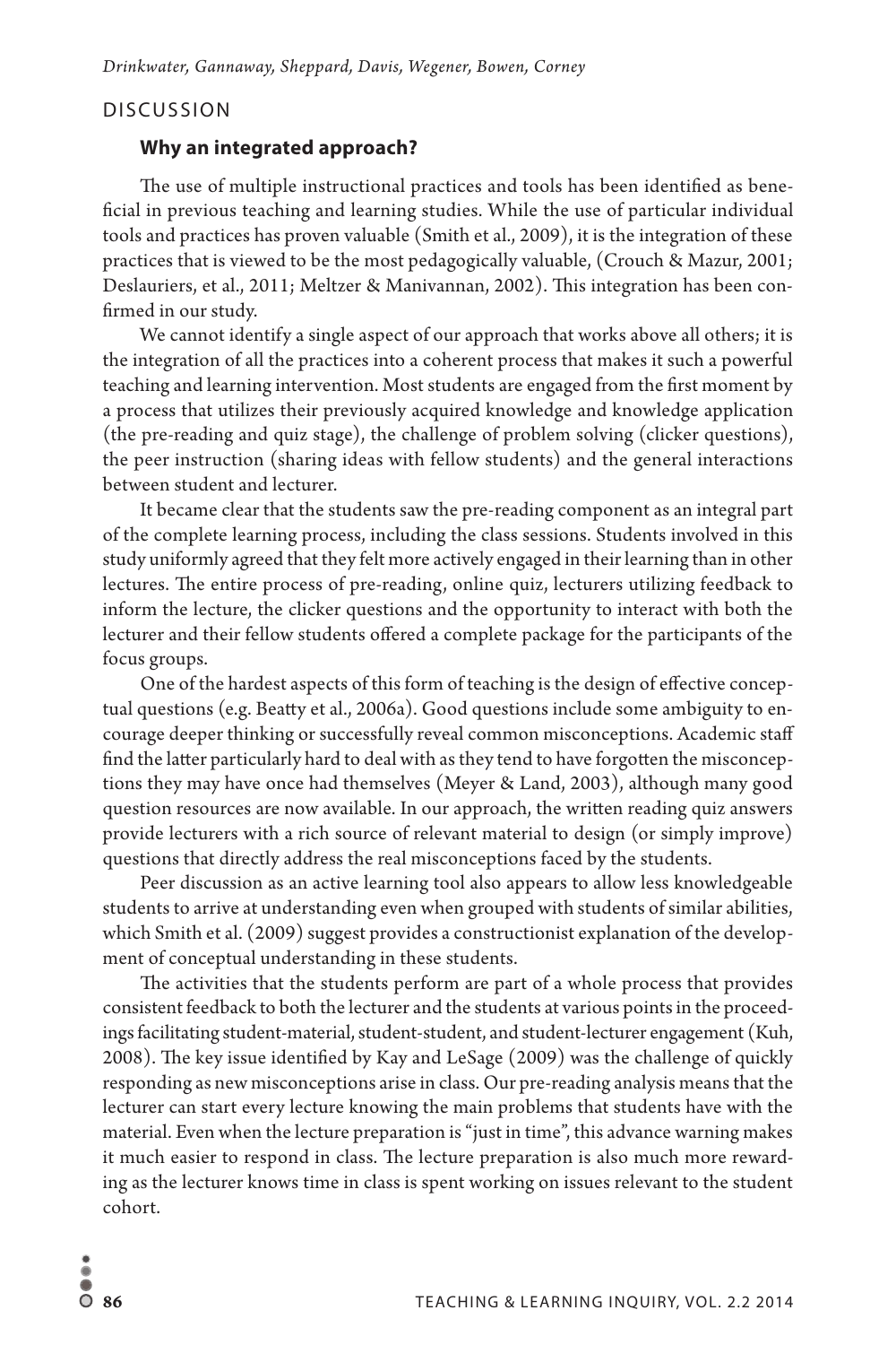## DISCUSSION

### Why an integrated approach?

The use of multiple instructional practices and tools has been identified as beneficial in previous teaching and learning studies. While the use of particular individual tools and practices has proven valuable (Smith et al., 2009), it is the integration of these practices that is viewed to be the most pedagogically valuable, (Crouch & Mazur, 2001; Deslauriers, et al., 2011; Meltzer & Manivannan, 2002). This integration has been confirmed in our study.

We cannot identify a single aspect of our approach that works above all others; it is the integration of all the practices into a coherent process that makes it such a powerful teaching and learning intervention. Most students are engaged from the first moment by a process that utilizes their previously acquired knowledge and knowledge application (the pre-reading and quiz stage), the challenge of problem solving (clicker questions), the peer instruction (sharing ideas with fellow students) and the general interactions between student and lecturer.

It became clear that the students saw the pre-reading component as an integral part of the complete learning process, including the class sessions. Students involved in this study uniformly agreed that they felt more actively engaged in their learning than in other lectures. The entire process of pre-reading, online quiz, lecturers utilizing feedback to inform the lecture, the clicker questions and the opportunity to interact with both the lecturer and their fellow students offered a complete package for the participants of the focus groups.

One of the hardest aspects of this form of teaching is the design of effective conceptual questions (e.g. Beatty et al., 2006a). Good questions include some ambiguity to encourage deeper thinking or successfully reveal common misconceptions. Academic staff find the latter particularly hard to deal with as they tend to have forgotten the misconceptions they may have once had themselves (Meyer & Land, 2003), although many good question resources are now available. In our approach, the written reading quiz answers provide lecturers with a rich source of relevant material to design (or simply improve) questions that directly address the real misconceptions faced by the students.

Peer discussion as an active learning tool also appears to allow less knowledgeable students to arrive at understanding even when grouped with students of similar abilities, which Smith et al. (2009) suggest provides a constructionist explanation of the development of conceptual understanding in these students.

The activities that the students perform are part of a whole process that provides consistent feedback to both the lecturer and the students at various points in the proceedings facilitating student-material, student-student, and student-lecturer engagement (Kuh, 2008). The key issue identified by Kay and LeSage (2009) was the challenge of quickly responding as new misconceptions arise in class. Our pre-reading analysis means that the lecturer can start every lecture knowing the main problems that students have with the material. Even when the lecture preparation is "just in time", this advance warning makes it much easier to respond in class. The lecture preparation is also much more rewarding as the lecturer knows time in class is spent working on issues relevant to the student cohort.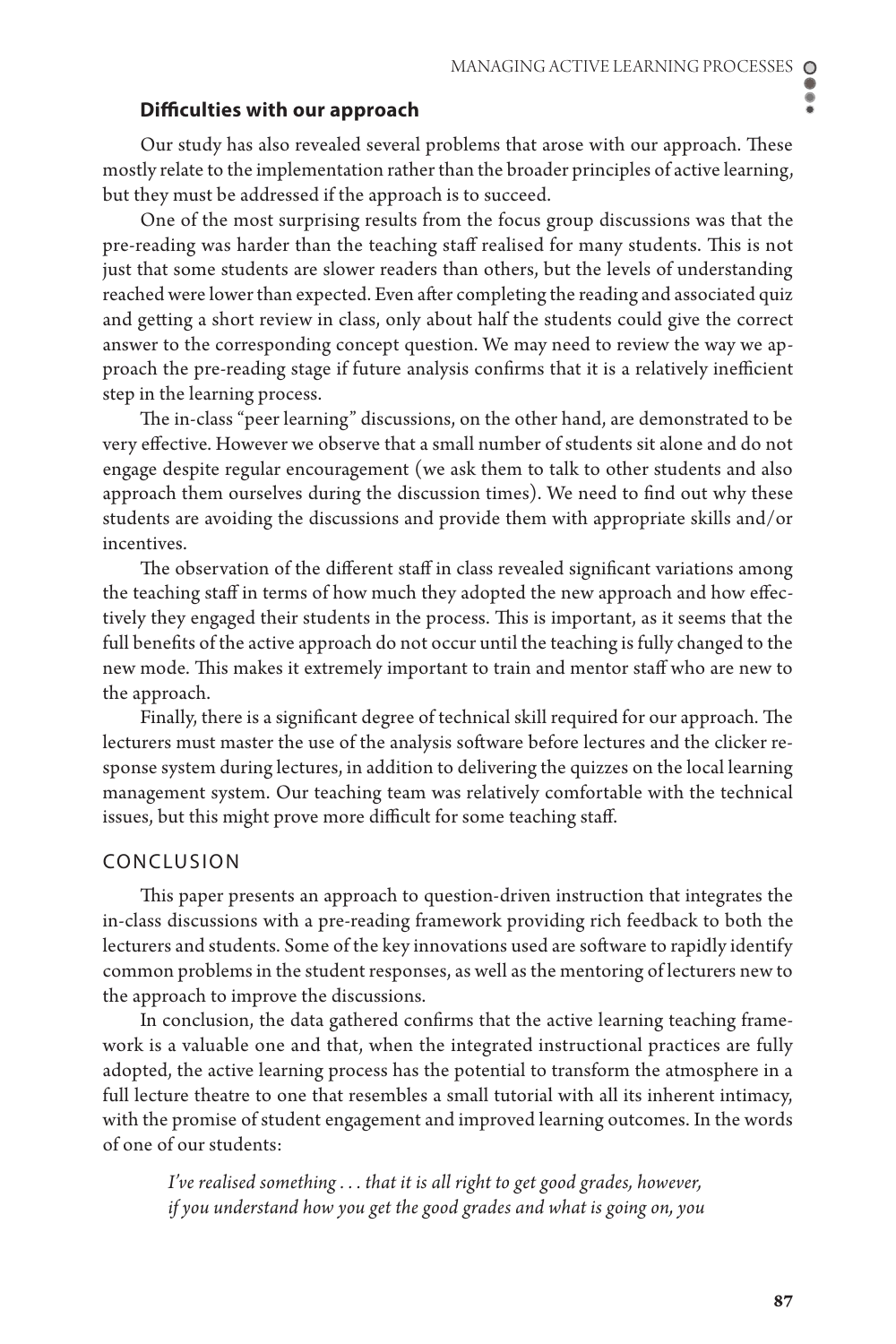### Difficulties with our approach

Our study has also revealed several problems that arose with our approach. These mostly relate to the implementation rather than the broader principles of active learning, but they must be addressed if the approach is to succeed.

One of the most surprising results from the focus group discussions was that the pre-reading was harder than the teaching staff realised for many students. This is not just that some students are slower readers than others, but the levels of understanding reached were lower than expected. Even after completing the reading and associated quiz and getting a short review in class, only about half the students could give the correct answer to the corresponding concept question. We may need to review the way we approach the pre-reading stage if future analysis confirms that it is a relatively inefficient step in the learning process.

The in-class "peer learning" discussions, on the other hand, are demonstrated to be very effective. However we observe that a small number of students sit alone and do not engage despite regular encouragement (we ask them to talk to other students and also approach them ourselves during the discussion times). We need to find out why these students are avoiding the discussions and provide them with appropriate skills and/or incentives.

The observation of the different staff in class revealed significant variations among the teaching staff in terms of how much they adopted the new approach and how effectively they engaged their students in the process. This is important, as it seems that the full benefits of the active approach do not occur until the teaching is fully changed to the new mode. This makes it extremely important to train and mentor staff who are new to the approach.

Finally, there is a significant degree of technical skill required for our approach. The lecturers must master the use of the analysis software before lectures and the clicker response system during lectures, in addition to delivering the quizzes on the local learning management system. Our teaching team was relatively comfortable with the technical issues, but this might prove more difficult for some teaching staff.

## CONCLUSION

This paper presents an approach to question-driven instruction that integrates the in-class discussions with a pre-reading framework providing rich feedback to both the lecturers and students. Some of the key innovations used are software to rapidly identify common problems in the student responses, as well as the mentoring of lecturers new to the approach to improve the discussions.

In conclusion, the data gathered confirms that the active learning teaching framework is a valuable one and that, when the integrated instructional practices are fully adopted, the active learning process has the potential to transform the atmosphere in a full lecture theatre to one that resembles a small tutorial with all its inherent intimacy, with the promise of student engagement and improved learning outcomes. In the words of one of our students:

> *I've realised something . . . that it is all right to get good grades, however, if you understand how you get the good grades and what is going on, you*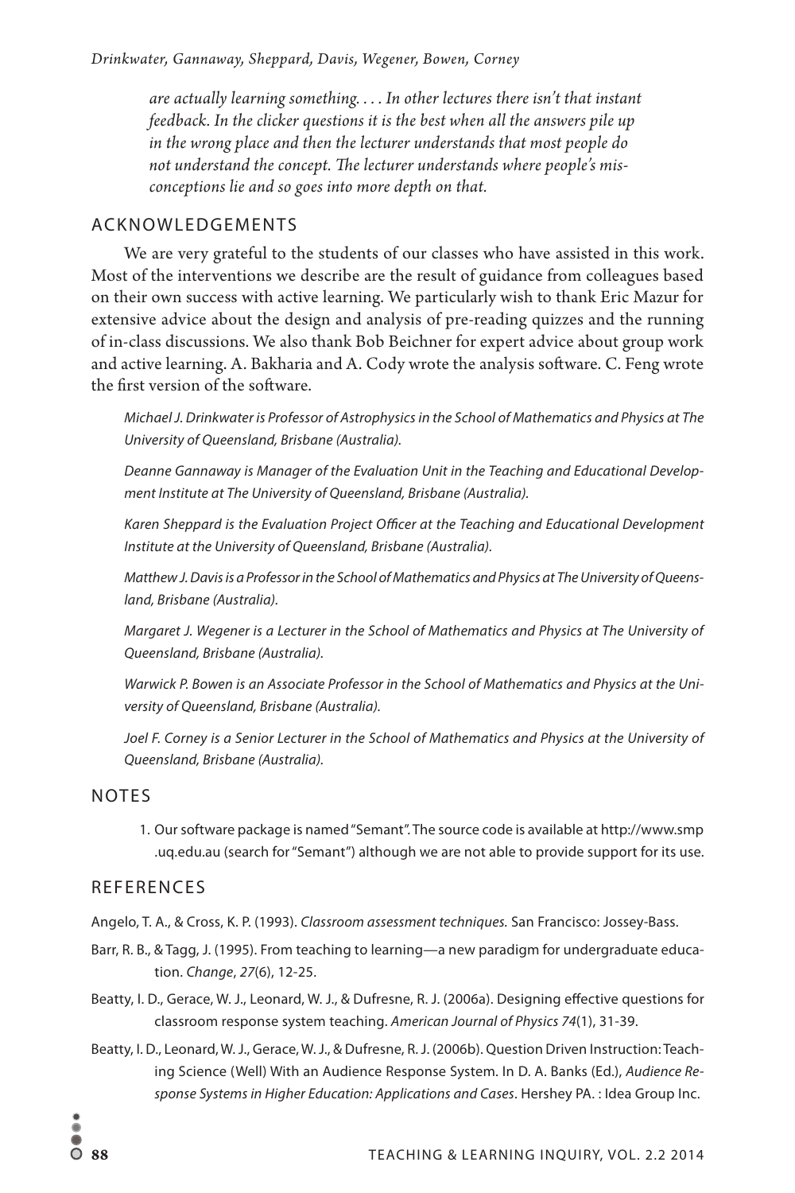*are actually learning something. . . . In other lectures there isn't that instant feedback. In the clicker questions it is the best when all the answers pile up in the wrong place and then the lecturer understands that most people do not understand the concept. The lecturer understands where people's misconceptions lie and so goes into more depth on that.*

## ACKNOWLEDGEMENTS

We are very grateful to the students of our classes who have assisted in this work. Most of the interventions we describe are the result of guidance from colleagues based on their own success with active learning. We particularly wish to thank Eric Mazur for extensive advice about the design and analysis of pre-reading quizzes and the running of in-class discussions. We also thank Bob Beichner for expert advice about group work and active learning. A. Bakharia and A. Cody wrote the analysis software. C. Feng wrote the first version of the software.

*Michael J. Drinkwater is Professor of Astrophysics in the School of Mathematics and Physics at The University of Queensland, Brisbane (Australia).*

*Deanne Gannaway is Manager of the Evaluation Unit in the Teaching and Educational Development Institute at The University of Queensland, Brisbane (Australia).*

*Karen Sheppard is the Evaluation Project Officer at the Teaching and Educational Development Institute at the University of Queensland, Brisbane (Australia).*

*Matthew J. Davis is a Professor in the School of Mathematics and Physics at The University of Queensland, Brisbane (Australia).*

*Margaret J. Wegener is a Lecturer in the School of Mathematics and Physics at The University of Queensland, Brisbane (Australia).*

*Warwick P. Bowen is an Associate Professor in the School of Mathematics and Physics at the University of Queensland, Brisbane (Australia).*

*Joel F. Corney is a Senior Lecturer in the School of Mathematics and Physics at the University of Queensland, Brisbane (Australia).*

## NOTES

1. Our software package is named "Semant". The source code is available at http://www.smp.uq.edu.au (search for "Semant") although we are not able to provide support for its use.

## REFERENCES

Angelo, T. A., & Cross, K. P. (1993). *Classroom assessment techniques.* San Francisco: Jossey-Bass.

Barr, R. B., & Tagg, J. (1995). From teaching to learning—a new paradigm for undergraduate education. *Change*, *27*(6), 12-25.

Beatty, I. D., Gerace, W. J., Leonard, W. J., & Dufresne, R. J. (2006a). Designing effective questions for classroom response system teaching. *American Journal of Physics 74*(1), 31-39.

Beatty, I. D., Leonard, W. J., Gerace, W. J., & Dufresne, R. J. (2006b). Question Driven Instruction: Teaching Science (Well) With an Audience Response System. In D. A. Banks (Ed.), *Audience Response Systems in Higher Education: Applications and Cases*. Hershey PA. : Idea Group Inc.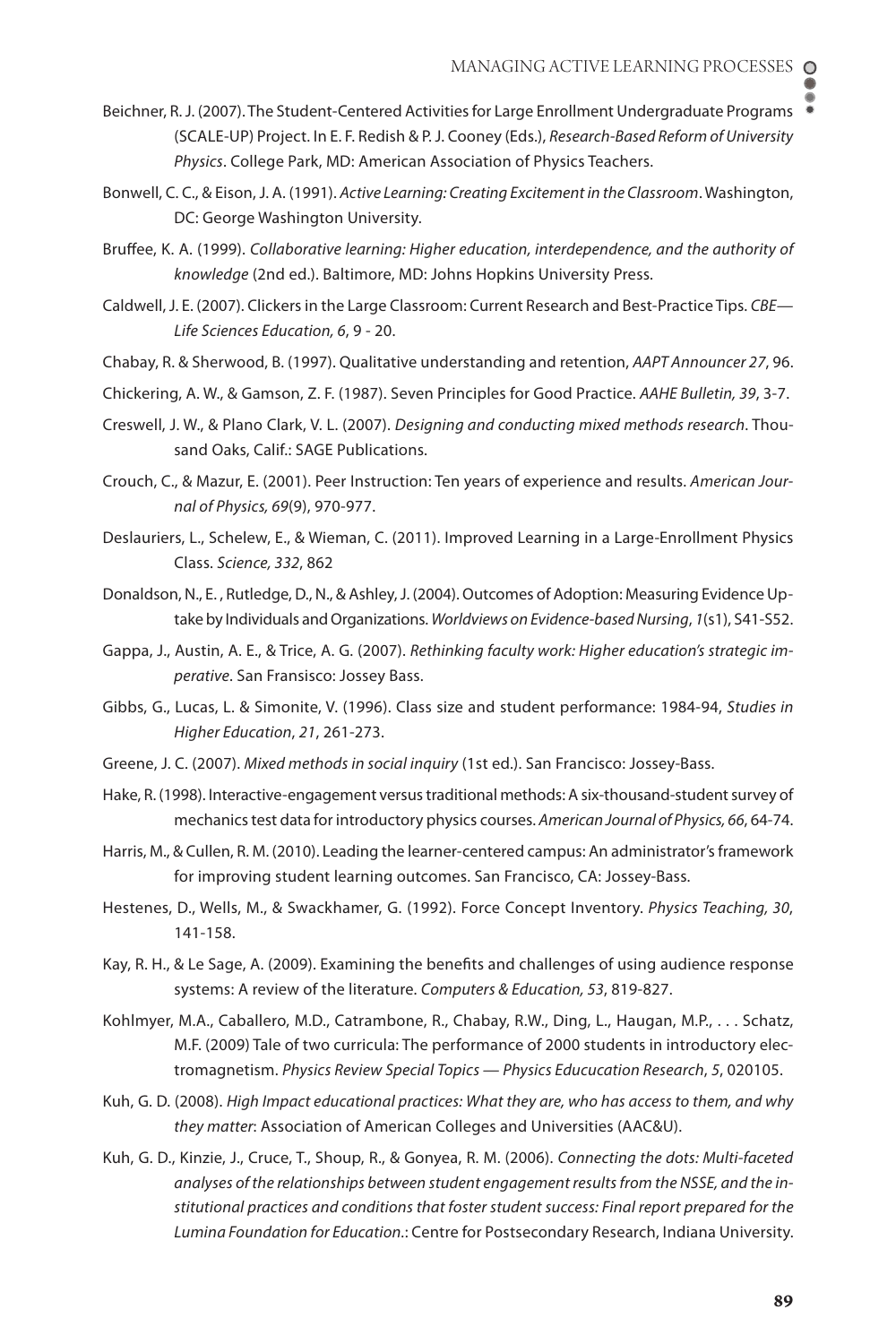Beichner, R. J. (2007). The Student-Centered Activities for Large Enrollment Undergraduate Programs (SCALE-UP) Project. In E. F. Redish & P. J. Cooney (Eds.), *Research-Based Reform of University Physics*. College Park, MD: American Association of Physics Teachers.

Bonwell, C. C., & Eison, J. A. (1991). *Active Learning: Creating Excitement in the Classroom*. Washington, DC: George Washington University.

Bruffee, K. A. (1999). *Collaborative learning: Higher education, interdependence, and the authority of knowledge* (2nd ed.). Baltimore, MD: Johns Hopkins University Press.

Caldwell, J. E. (2007). Clickers in the Large Classroom: Current Research and Best-Practice Tips. *CBE—Life Sciences Education, 6*, 9 - 20.

Chabay, R. & Sherwood, B. (1997). Qualitative understanding and retention, *AAPT Announcer 27*, 96.

Chickering, A. W., & Gamson, Z. F. (1987). Seven Principles for Good Practice. *AAHE Bulletin, 39*, 3-7.

Creswell, J. W., & Plano Clark, V. L. (2007). *Designing and conducting mixed methods research*. Thousand Oaks, Calif.: SAGE Publications.

Crouch, C., & Mazur, E. (2001). Peer Instruction: Ten years of experience and results. *American Journal of Physics, 69*(9), 970-977.

Deslauriers, L., Schelew, E., & Wieman, C. (2011). Improved Learning in a Large-Enrollment Physics Class. *Science, 332*, 862

Donaldson, N., E. , Rutledge, D., N., & Ashley, J. (2004). Outcomes of Adoption: Measuring Evidence Uptake by Individuals and Organizations. *Worldviews on Evidence-based Nursing*, *1*(s1), S41-S52.

Gappa, J., Austin, A. E., & Trice, A. G. (2007). *Rethinking faculty work: Higher education's strategic imperative*. San Fransisco: Jossey Bass.

Gibbs, G., Lucas, L. & Simonite, V. (1996). Class size and student performance: 1984-94, *Studies in Higher Education*, *21*, 261-273.

Greene, J. C. (2007). *Mixed methods in social inquiry* (1st ed.). San Francisco: Jossey-Bass.

Hake, R. (1998). Interactive-engagement versus traditional methods: A six-thousand-student survey of mechanics test data for introductory physics courses. *American Journal of Physics, 66*, 64-74.

Harris, M., & Cullen, R. M. (2010). Leading the learner-centered campus: An administrator's framework for improving student learning outcomes. San Francisco, CA: Jossey-Bass.

Hestenes, D., Wells, M., & Swackhamer, G. (1992). Force Concept Inventory. *Physics Teaching, 30*, 141-158.

Kay, R. H., & Le Sage, A. (2009). Examining the benefits and challenges of using audience response systems: A review of the literature. *Computers & Education, 53*, 819-827.

Kohlmyer, M.A., Caballero, M.D., Catrambone, R., Chabay, R.W., Ding, L., Haugan, M.P., . . . Schatz, M.F. (2009) Tale of two curricula: The performance of 2000 students in introductory electromagnetism. *Physics Review Special Topics — Physics Educucation Research*, *5*, 020105.

Kuh, G. D. (2008). *High Impact educational practices: What they are, who has access to them, and why they matter*: Association of American Colleges and Universities (AAC&U).

Kuh, G. D., Kinzie, J., Cruce, T., Shoup, R., & Gonyea, R. M. (2006). *Connecting the dots: Multi-faceted analyses of the relationships between student engagement results from the NSSE, and the institutional practices and conditions that foster student success: Final report prepared for the Lumina Foundation for Education.*: Centre for Postsecondary Research, Indiana University.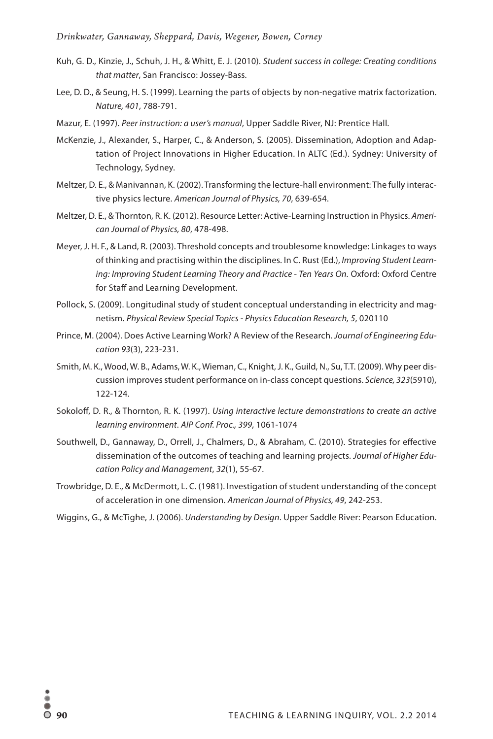Kuh, G. D., Kinzie, J., Schuh, J. H., & Whitt, E. J. (2010). *Student success in college: Creating conditions that matter*, San Francisco: Jossey-Bass.

Lee, D. D., & Seung, H. S. (1999). Learning the parts of objects by non-negative matrix factorization. *Nature, 401*, 788-791.

Mazur, E. (1997). *Peer instruction: a user's manual*, Upper Saddle River, NJ: Prentice Hall.

McKenzie, J., Alexander, S., Harper, C., & Anderson, S. (2005). Dissemination, Adoption and Adaptation of Project Innovations in Higher Education. In ALTC (Ed.). Sydney: University of Technology, Sydney.

Meltzer, D. E., & Manivannan, K. (2002). Transforming the lecture-hall environment: The fully interactive physics lecture. *American Journal of Physics, 70*, 639-654.

Meltzer, D. E., & Thornton, R. K. (2012). Resource Letter: Active-Learning Instruction in Physics. *American Journal of Physics, 80*, 478-498.

Meyer, J. H. F., & Land, R. (2003). Threshold concepts and troublesome knowledge: Linkages to ways of thinking and practising within the disciplines. In C. Rust (Ed.), *Improving Student Learning: Improving Student Learning Theory and Practice - Ten Years On.* Oxford: Oxford Centre for Staff and Learning Development.

Pollock, S. (2009). Longitudinal study of student conceptual understanding in electricity and magnetism. *Physical Review Special Topics - Physics Education Research, 5*, 020110

Prince, M. (2004). Does Active Learning Work? A Review of the Research. *Journal of Engineering Education 93*(3), 223-231.

Smith, M. K., Wood, W. B., Adams, W. K., Wieman, C., Knight, J. K., Guild, N., Su, T.T. (2009). Why peer discussion improves student performance on in-class concept questions. *Science, 323*(5910), 122-124.

Sokoloff, D. R., & Thornton, R. K. (1997). *Using interactive lecture demonstrations to create an active learning environment*. *AIP Conf. Proc., 399*, 1061-1074

Southwell, D., Gannaway, D., Orrell, J., Chalmers, D., & Abraham, C. (2010). Strategies for effective dissemination of the outcomes of teaching and learning projects. *Journal of Higher Education Policy and Management*, *32*(1), 55-67.

Trowbridge, D. E., & McDermott, L. C. (1981). Investigation of student understanding of the concept of acceleration in one dimension. *American Journal of Physics, 49*, 242-253.

Wiggins, G., & McTighe, J. (2006). *Understanding by Design*. Upper Saddle River: Pearson Education.